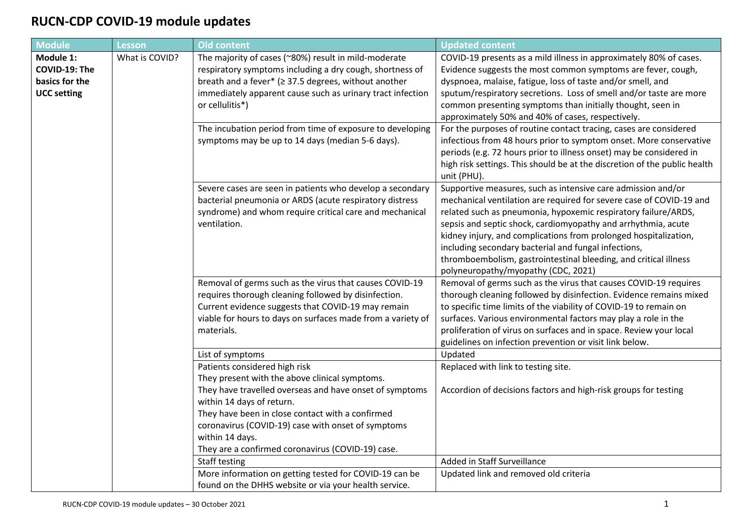# RUCN-CDP COVID-19 module updates

| Module | Lesson | Old content | Updated content |
|---|---|---|---|
| **Module 1: COVID-19: The basics for the UCC setting** | What is COVID? | The majority of cases (~80%) result in mild-moderate respiratory symptoms including a dry cough, shortness of breath and a fever* (≥ 37.5 degrees, without another immediately apparent cause such as urinary tract infection or cellulitis*) | COVID-19 presents as a mild illness in approximately 80% of cases. Evidence suggests the most common symptoms are fever, cough, dyspnoea, malaise, fatigue, loss of taste and/or smell, and sputum/respiratory secretions. Loss of smell and/or taste are more common presenting symptoms than initially thought, seen in approximately 50% and 40% of cases, respectively. |
| | | The incubation period from time of exposure to developing symptoms may be up to 14 days (median 5-6 days). | For the purposes of routine contact tracing, cases are considered infectious from 48 hours prior to symptom onset. More conservative periods (e.g. 72 hours prior to illness onset) may be considered in high risk settings. This should be at the discretion of the public health unit (PHU). |
| | | Severe cases are seen in patients who develop a secondary bacterial pneumonia or ARDS (acute respiratory distress syndrome) and whom require critical care and mechanical ventilation. | Supportive measures, such as intensive care admission and/or mechanical ventilation are required for severe case of COVID-19 and related such as pneumonia, hypoxemic respiratory failure/ARDS, sepsis and septic shock, cardiomyopathy and arrhythmia, acute kidney injury, and complications from prolonged hospitalization, including secondary bacterial and fungal infections, thromboembolism, gastrointestinal bleeding, and critical illness polyneuropathy/myopathy (CDC, 2021) |
| | | Removal of germs such as the virus that causes COVID-19 requires thorough cleaning followed by disinfection. Current evidence suggests that COVID-19 may remain viable for hours to days on surfaces made from a variety of materials. | Removal of germs such as the virus that causes COVID-19 requires thorough cleaning followed by disinfection. Evidence remains mixed to specific time limits of the viability of COVID-19 to remain on surfaces. Various environmental factors may play a role in the proliferation of virus on surfaces and in space. Review your local guidelines on infection prevention or visit link below. |
| | | List of symptoms | Updated |
| | | Patients considered high risk<br>They present with the above clinical symptoms.<br>They have travelled overseas and have onset of symptoms within 14 days of return.<br>They have been in close contact with a confirmed coronavirus (COVID-19) case with onset of symptoms within 14 days.<br>They are a confirmed coronavirus (COVID-19) case. | Replaced with link to testing site.<br><br>Accordion of decisions factors and high-risk groups for testing |
| | | Staff testing | Added in Staff Surveillance |
| | | More information on getting tested for COVID-19 can be found on the DHHS website or via your health service. | Updated link and removed old criteria |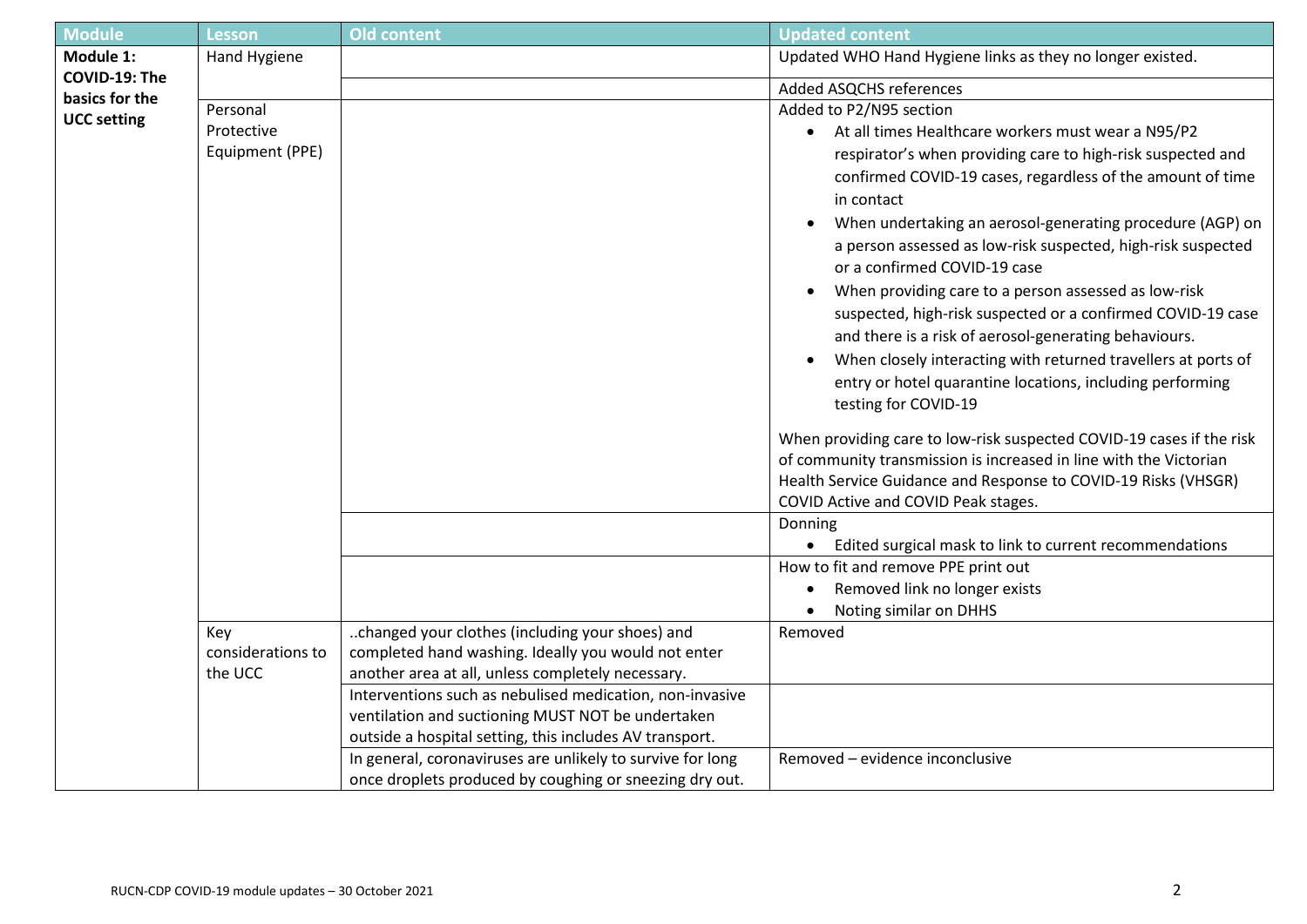| Module | Lesson | Old content | Updated content |
|---|---|---|---|
| **Module 1: COVID-19: The basics for the UCC setting** | Hand Hygiene | | Updated WHO Hand Hygiene links as they no longer existed. |
| | | | Added ASQCHS references |
| | Personal Protective Equipment (PPE) | | Added to P2/N95 section<br>• At all times Healthcare workers must wear a N95/P2 respirator's when providing care to high-risk suspected and confirmed COVID-19 cases, regardless of the amount of time in contact<br>• When undertaking an aerosol-generating procedure (AGP) on a person assessed as low-risk suspected, high-risk suspected or a confirmed COVID-19 case<br>• When providing care to a person assessed as low-risk suspected, high-risk suspected or a confirmed COVID-19 case and there is a risk of aerosol-generating behaviours.<br>• When closely interacting with returned travellers at ports of entry or hotel quarantine locations, including performing testing for COVID-19<br><br>When providing care to low-risk suspected COVID-19 cases if the risk of community transmission is increased in line with the Victorian Health Service Guidance and Response to COVID-19 Risks (VHSGR) COVID Active and COVID Peak stages. |
| | | | Donning<br>• Edited surgical mask to link to current recommendations |
| | | | How to fit and remove PPE print out<br>• Removed link no longer exists<br>• Noting similar on DHHS |
| | Key considerations to the UCC | ..changed your clothes (including your shoes) and completed hand washing. Ideally you would not enter another area at all, unless completely necessary. | Removed |
| | | Interventions such as nebulised medication, non-invasive ventilation and suctioning MUST NOT be undertaken outside a hospital setting, this includes AV transport. | |
| | | In general, coronaviruses are unlikely to survive for long once droplets produced by coughing or sneezing dry out. | Removed – evidence inconclusive |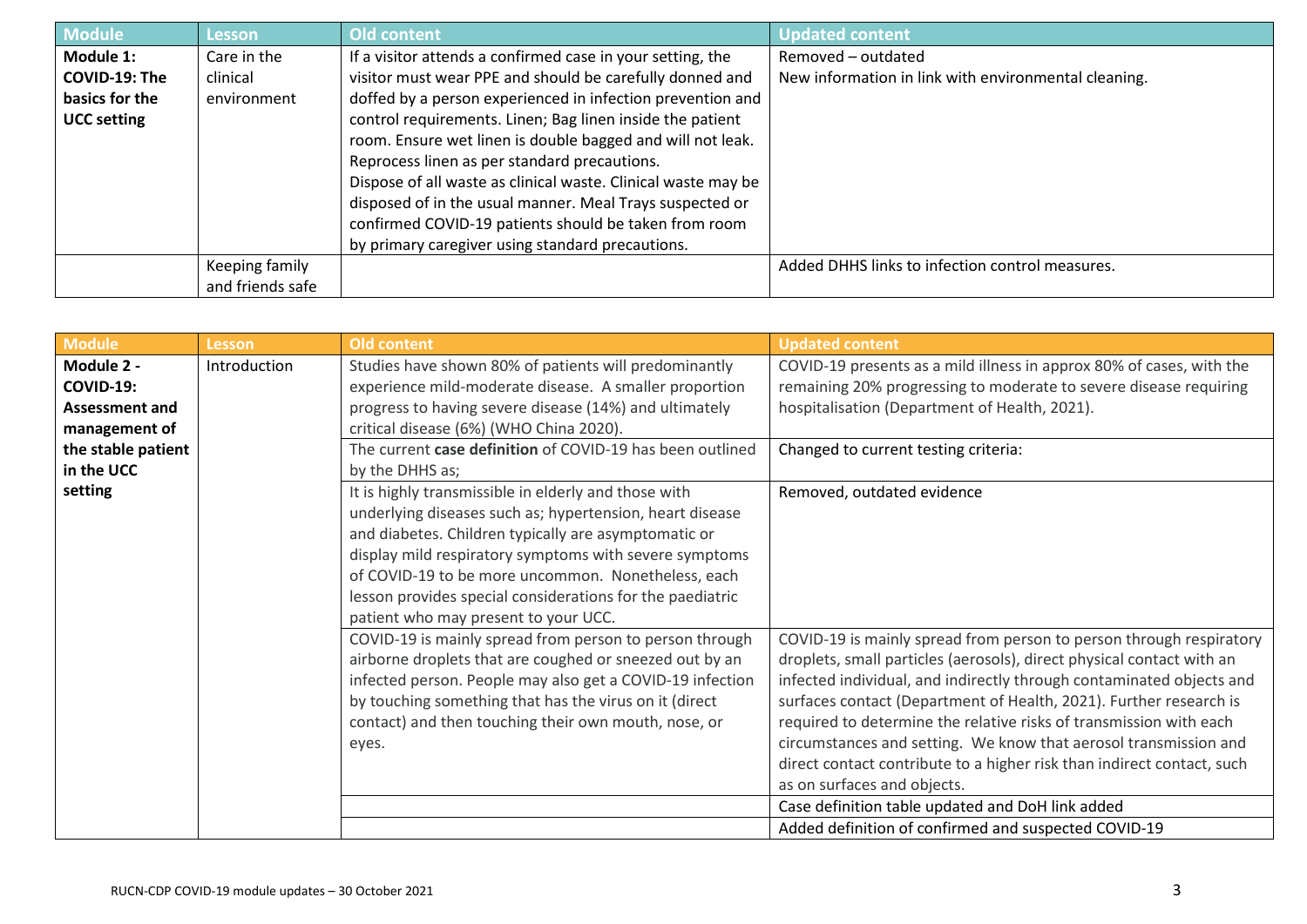| Module | Lesson | Old content | Updated content |
|---|---|---|---|
| **Module 1: COVID-19: The basics for the UCC setting** | Care in the clinical environment | If a visitor attends a confirmed case in your setting, the visitor must wear PPE and should be carefully donned and doffed by a person experienced in infection prevention and control requirements. Linen; Bag linen inside the patient room. Ensure wet linen is double bagged and will not leak. Reprocess linen as per standard precautions. Dispose of all waste as clinical waste. Clinical waste may be disposed of in the usual manner. Meal Trays suspected or confirmed COVID-19 patients should be taken from room by primary caregiver using standard precautions. | Removed – outdated<br>New information in link with environmental cleaning. |
| | Keeping family and friends safe | | Added DHHS links to infection control measures. |

| Module | Lesson | Old content | Updated content |
|---|---|---|---|
| **Module 2 - COVID-19: Assessment and management of the stable patient in the UCC setting** | Introduction | Studies have shown 80% of patients will predominantly experience mild-moderate disease. A smaller proportion progress to having severe disease (14%) and ultimately critical disease (6%) (WHO China 2020). | COVID-19 presents as a mild illness in approx 80% of cases, with the remaining 20% progressing to moderate to severe disease requiring hospitalisation (Department of Health, 2021). |
| | | The current **case definition** of COVID-19 has been outlined by the DHHS as; | Changed to current testing criteria: |
| | | It is highly transmissible in elderly and those with underlying diseases such as; hypertension, heart disease and diabetes. Children typically are asymptomatic or display mild respiratory symptoms with severe symptoms of COVID-19 to be more uncommon. Nonetheless, each lesson provides special considerations for the paediatric patient who may present to your UCC. | Removed, outdated evidence |
| | | COVID-19 is mainly spread from person to person through airborne droplets that are coughed or sneezed out by an infected person. People may also get a COVID-19 infection by touching something that has the virus on it (direct contact) and then touching their own mouth, nose, or eyes. | COVID-19 is mainly spread from person to person through respiratory droplets, small particles (aerosols), direct physical contact with an infected individual, and indirectly through contaminated objects and surfaces contact (Department of Health, 2021). Further research is required to determine the relative risks of transmission with each circumstances and setting. We know that aerosol transmission and direct contact contribute to a higher risk than indirect contact, such as on surfaces and objects. |
| | | | Case definition table updated and DoH link added |
| | | | Added definition of confirmed and suspected COVID-19 |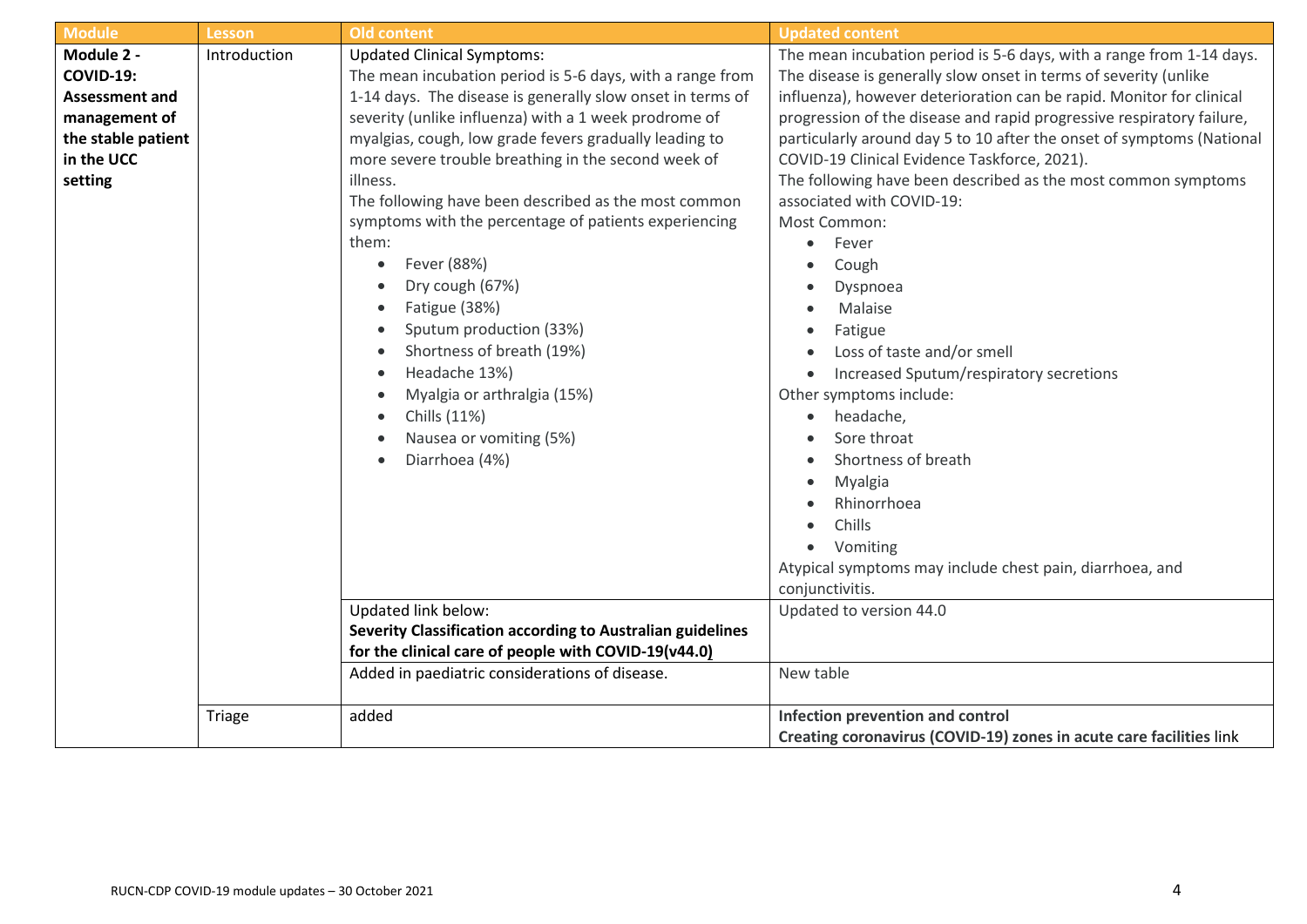| Module | Lesson | Old content | Updated content |
| --- | --- | --- | --- |
| **Module 2 - COVID-19: Assessment and management of the stable patient in the UCC setting** | Introduction | Updated Clinical Symptoms:<br>The mean incubation period is 5-6 days, with a range from 1-14 days. The disease is generally slow onset in terms of severity (unlike influenza) with a 1 week prodrome of myalgias, cough, low grade fevers gradually leading to more severe trouble breathing in the second week of illness.<br>The following have been described as the most common symptoms with the percentage of patients experiencing them:<br>• Fever (88%)<br>• Dry cough (67%)<br>• Fatigue (38%)<br>• Sputum production (33%)<br>• Shortness of breath (19%)<br>• Headache 13%)<br>• Myalgia or arthralgia (15%)<br>• Chills (11%)<br>• Nausea or vomiting (5%)<br>• Diarrhoea (4%) | The mean incubation period is 5-6 days, with a range from 1-14 days. The disease is generally slow onset in terms of severity (unlike influenza), however deterioration can be rapid. Monitor for clinical progression of the disease and rapid progressive respiratory failure, particularly around day 5 to 10 after the onset of symptoms (National COVID-19 Clinical Evidence Taskforce, 2021).<br>The following have been described as the most common symptoms associated with COVID-19:<br>Most Common:<br>• Fever<br>• Cough<br>• Dyspnoea<br>• Malaise<br>• Fatigue<br>• Loss of taste and/or smell<br>• Increased Sputum/respiratory secretions<br>Other symptoms include:<br>• headache,<br>• Sore throat<br>• Shortness of breath<br>• Myalgia<br>• Rhinorrhoea<br>• Chills<br>• Vomiting<br>Atypical symptoms may include chest pain, diarrhoea, and conjunctivitis. |
| | | Updated link below:<br>**Severity Classification according to Australian guidelines for the clinical care of people with COVID-19(v44.0)** | Updated to version 44.0 |
| | | Added in paediatric considerations of disease. | New table |
| | Triage | added | **Infection prevention and control**<br>**Creating coronavirus (COVID-19) zones in acute care facilities** link |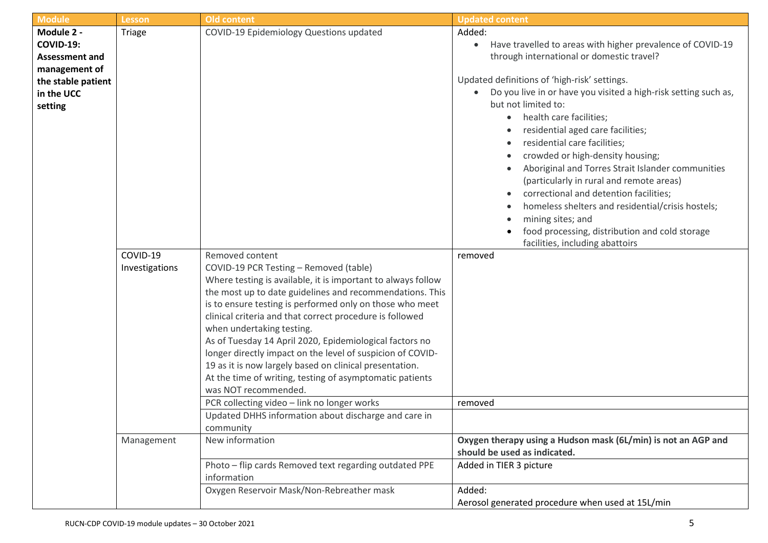| Module | Lesson | Old content | Updated content |
|---|---|---|---|
| **Module 2 - COVID-19: Assessment and management of the stable patient in the UCC setting** | Triage | COVID-19 Epidemiology Questions updated | Added:<br>• Have travelled to areas with higher prevalence of COVID-19 through international or domestic travel?<br><br>Updated definitions of 'high-risk' settings.<br>• Do you live in or have you visited a high-risk setting such as, but not limited to:<br>  ◦ health care facilities;<br>  ◦ residential aged care facilities;<br>  ◦ residential care facilities;<br>  ◦ crowded or high-density housing;<br>  ◦ Aboriginal and Torres Strait Islander communities (particularly in rural and remote areas)<br>  ◦ correctional and detention facilities;<br>  ◦ homeless shelters and residential/crisis hostels;<br>  ◦ mining sites; and<br>  ◦ food processing, distribution and cold storage facilities, including abattoirs |
| | COVID-19 Investigations | Removed content<br>COVID-19 PCR Testing – Removed (table)<br>Where testing is available, it is important to always follow the most up to date guidelines and recommendations. This is to ensure testing is performed only on those who meet clinical criteria and that correct procedure is followed when undertaking testing.<br>As of Tuesday 14 April 2020, Epidemiological factors no longer directly impact on the level of suspicion of COVID-19 as it is now largely based on clinical presentation.<br>At the time of writing, testing of asymptomatic patients was NOT recommended. | removed |
| | | PCR collecting video – link no longer works | removed |
| | | Updated DHHS information about discharge and care in community | |
| | Management | New information | **Oxygen therapy using a Hudson mask (6L/min) is not an AGP and should be used as indicated.** |
| | | Photo – flip cards Removed text regarding outdated PPE information | Added in TIER 3 picture |
| | | Oxygen Reservoir Mask/Non-Rebreather mask | Added:<br>Aerosol generated procedure when used at 15L/min |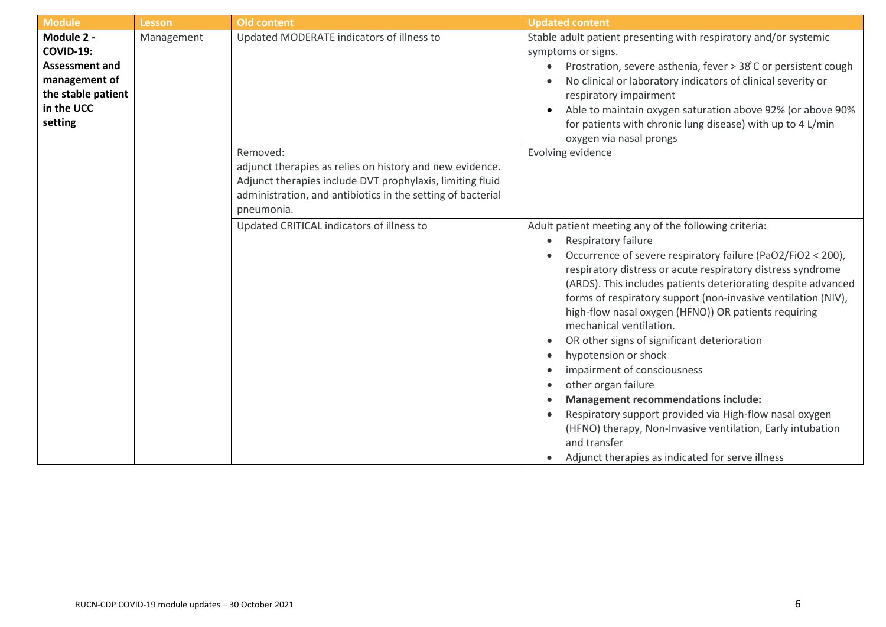| Module | Lesson | Old content | Updated content |
|---|---|---|---|
| **Module 2 - COVID-19: Assessment and management of the stable patient in the UCC setting** | Management | Updated MODERATE indicators of illness to | Stable adult patient presenting with respiratory and/or systemic symptoms or signs.<br>• Prostration, severe asthenia, fever > 38°C or persistent cough<br>• No clinical or laboratory indicators of clinical severity or respiratory impairment<br>• Able to maintain oxygen saturation above 92% (or above 90% for patients with chronic lung disease) with up to 4 L/min oxygen via nasal prongs |
| | | Removed:<br>adjunct therapies as relies on history and new evidence. Adjunct therapies include DVT prophylaxis, limiting fluid administration, and antibiotics in the setting of bacterial pneumonia. | Evolving evidence |
| | | Updated CRITICAL indicators of illness to | Adult patient meeting any of the following criteria:<br>• Respiratory failure<br>• Occurrence of severe respiratory failure (PaO2/FiO2 < 200), respiratory distress or acute respiratory distress syndrome (ARDS). This includes patients deteriorating despite advanced forms of respiratory support (non-invasive ventilation (NIV), high-flow nasal oxygen (HFNO)) OR patients requiring mechanical ventilation.<br>• OR other signs of significant deterioration<br>• hypotension or shock<br>• impairment of consciousness<br>• other organ failure<br>• **Management recommendations include:**<br>• Respiratory support provided via High-flow nasal oxygen (HFNO) therapy, Non-Invasive ventilation, Early intubation and transfer<br>• Adjunct therapies as indicated for serve illness |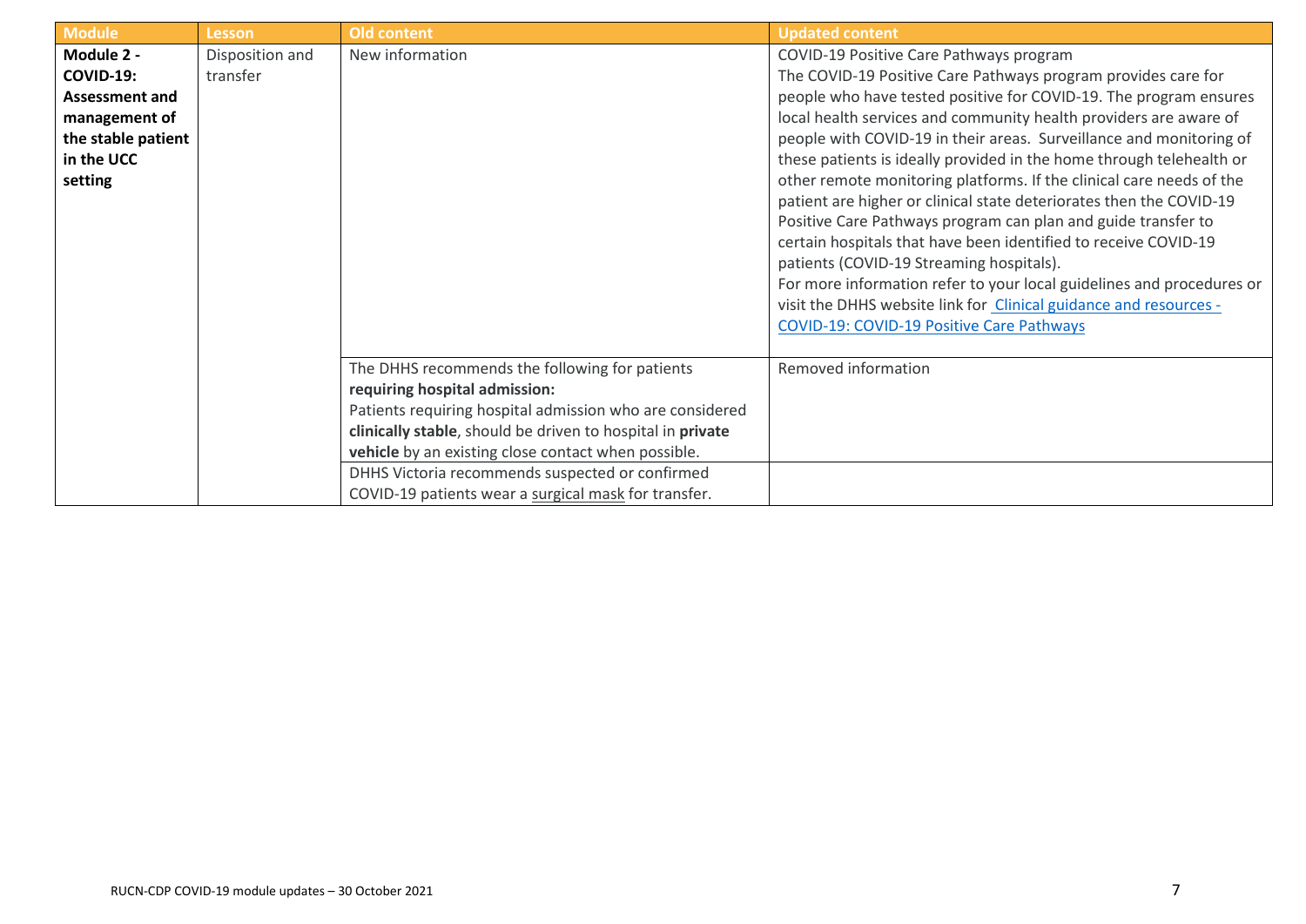| Module | Lesson | Old content | Updated content |
|---|---|---|---|
| **Module 2 - COVID-19: Assessment and management of the stable patient in the UCC setting** | Disposition and transfer | New information | COVID-19 Positive Care Pathways program<br>The COVID-19 Positive Care Pathways program provides care for people who have tested positive for COVID-19. The program ensures local health services and community health providers are aware of people with COVID-19 in their areas. Surveillance and monitoring of these patients is ideally provided in the home through telehealth or other remote monitoring platforms. If the clinical care needs of the patient are higher or clinical state deteriorates then the COVID-19 Positive Care Pathways program can plan and guide transfer to certain hospitals that have been identified to receive COVID-19 patients (COVID-19 Streaming hospitals).<br>For more information refer to your local guidelines and procedures or visit the DHHS website link for [Clinical guidance and resources - COVID-19: COVID-19 Positive Care Pathways]() |
| | | The DHHS recommends the following for patients **requiring hospital admission:**<br>Patients requiring hospital admission who are considered **clinically stable**, should be driven to hospital in **private vehicle** by an existing close contact when possible. | Removed information |
| | | DHHS Victoria recommends suspected or confirmed COVID-19 patients wear a surgical mask for transfer. | |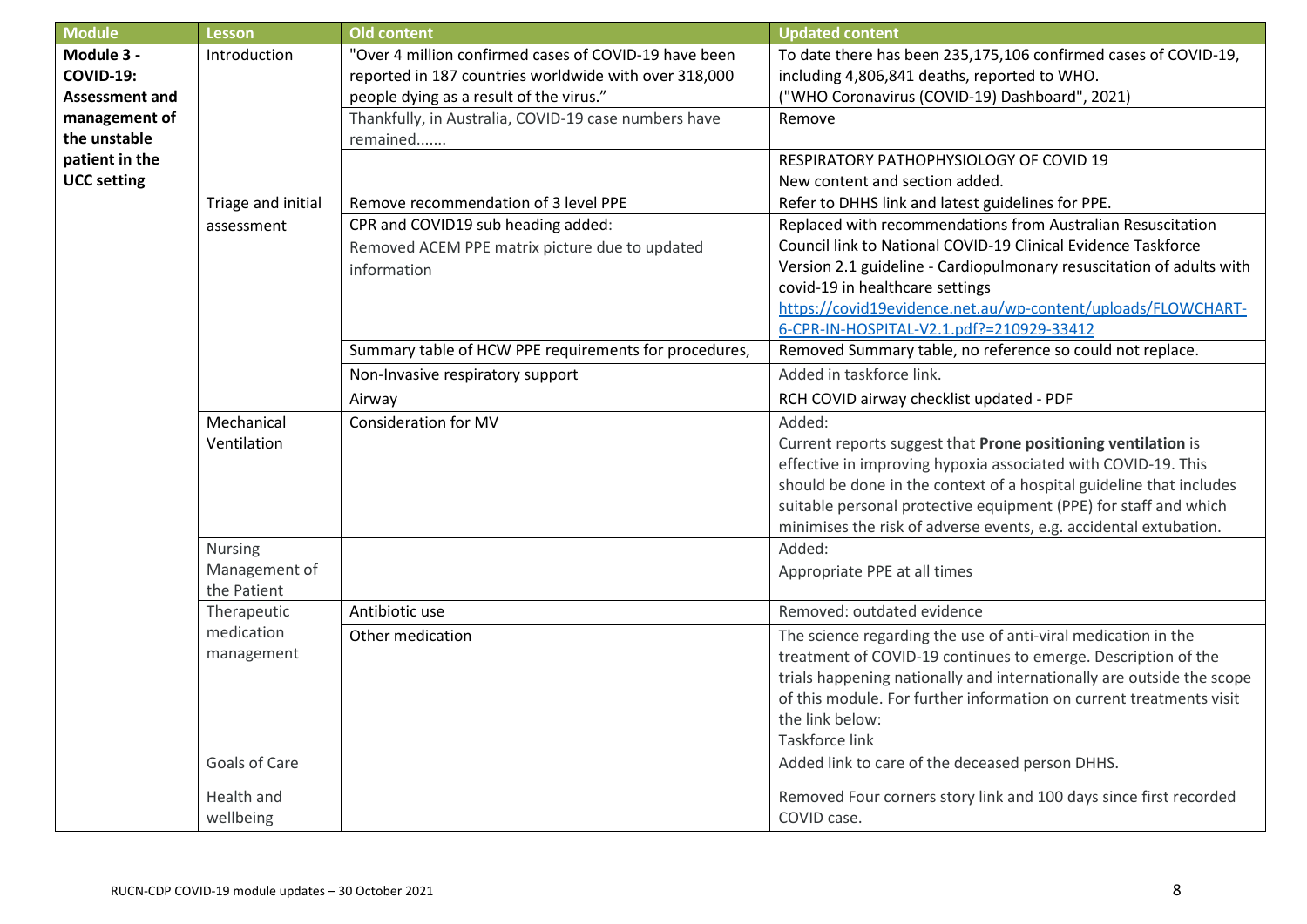| Module | Lesson | Old content | Updated content |
|---|---|---|---|
| **Module 3 - COVID-19: Assessment and management of the unstable patient in the UCC setting** | Introduction | "Over 4 million confirmed cases of COVID-19 have been reported in 187 countries worldwide with over 318,000 people dying as a result of the virus." | To date there has been 235,175,106 confirmed cases of COVID-19, including 4,806,841 deaths, reported to WHO. ("WHO Coronavirus (COVID-19) Dashboard", 2021) |
| | | Thankfully, in Australia, COVID-19 case numbers have remained....... | Remove |
| | | | RESPIRATORY PATHOPHYSIOLOGY OF COVID 19<br>New content and section added. |
| | Triage and initial assessment | Remove recommendation of 3 level PPE | Refer to DHHS link and latest guidelines for PPE. |
| | | CPR and COVID19 sub heading added:<br>Removed ACEM PPE matrix picture due to updated information | Replaced with recommendations from Australian Resuscitation Council link to National COVID-19 Clinical Evidence Taskforce Version 2.1 guideline - Cardiopulmonary resuscitation of adults with covid-19 in healthcare settings<br>https://covid19evidence.net.au/wp-content/uploads/FLOWCHART-6-CPR-IN-HOSPITAL-V2.1.pdf?=210929-33412 |
| | | Summary table of HCW PPE requirements for procedures, | Removed Summary table, no reference so could not replace. |
| | | Non-Invasive respiratory support | Added in taskforce link. |
| | | Airway | RCH COVID airway checklist updated - PDF |
| | Mechanical Ventilation | Consideration for MV | Added:<br>Current reports suggest that **Prone positioning ventilation** is effective in improving hypoxia associated with COVID-19. This should be done in the context of a hospital guideline that includes suitable personal protective equipment (PPE) for staff and which minimises the risk of adverse events, e.g. accidental extubation. |
| | Nursing Management of the Patient | | Added:<br>Appropriate PPE at all times |
| | Therapeutic medication management | Antibiotic use | Removed: outdated evidence |
| | | Other medication | The science regarding the use of anti-viral medication in the treatment of COVID-19 continues to emerge. Description of the trials happening nationally and internationally are outside the scope of this module. For further information on current treatments visit the link below:<br>Taskforce link |
| | Goals of Care | | Added link to care of the deceased person DHHS. |
| | Health and wellbeing | | Removed Four corners story link and 100 days since first recorded COVID case. |

RUCN-CDP COVID-19 module updates – 30 October 2021